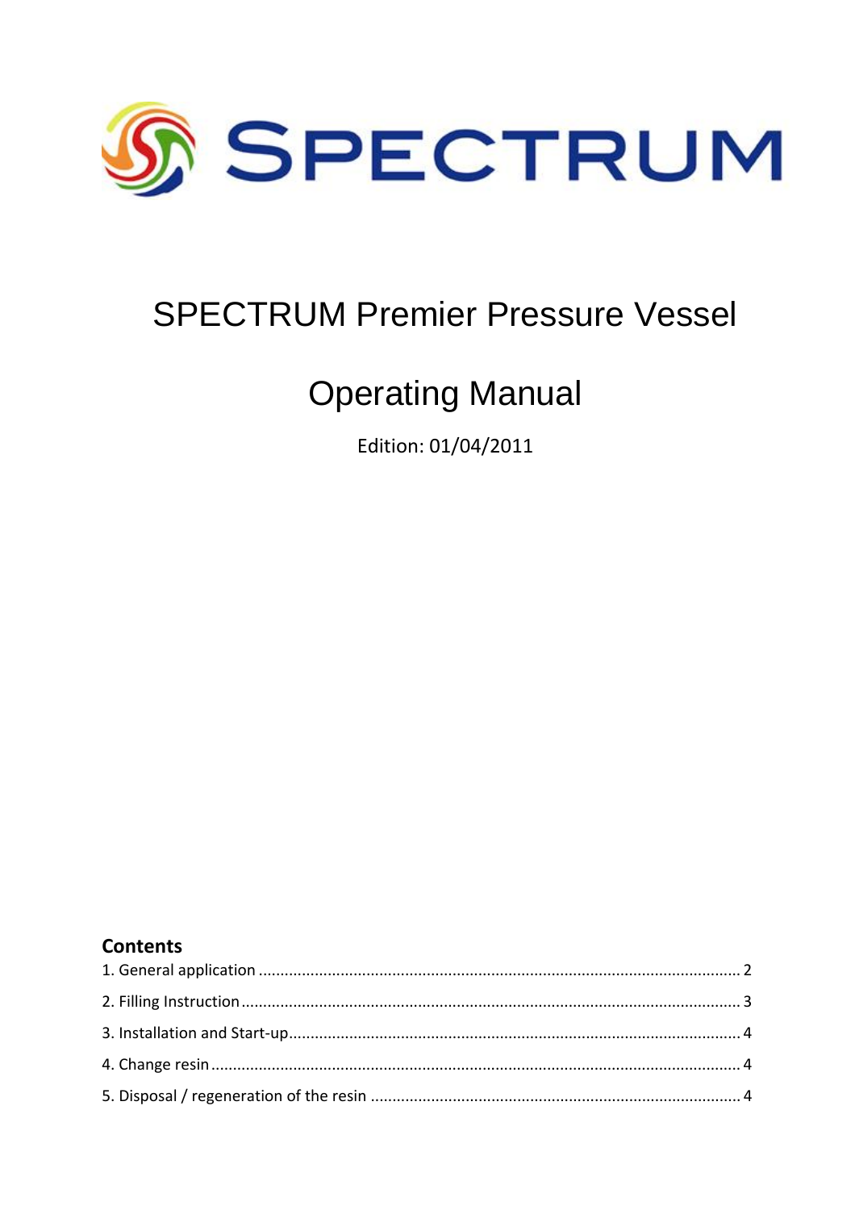# SPECTRUM

# SPECTRUM Premier Pressure Vessel

# Operating Manual

Edition: 01/04/2011

## Contents

1. General application ........................................ 2
2. Filling Instruction ........................................ 3
3. Installation and Start-up ........................................ 4
4. Change resin ........................................ 4
5. Disposal / regeneration of the resin ........................................ 4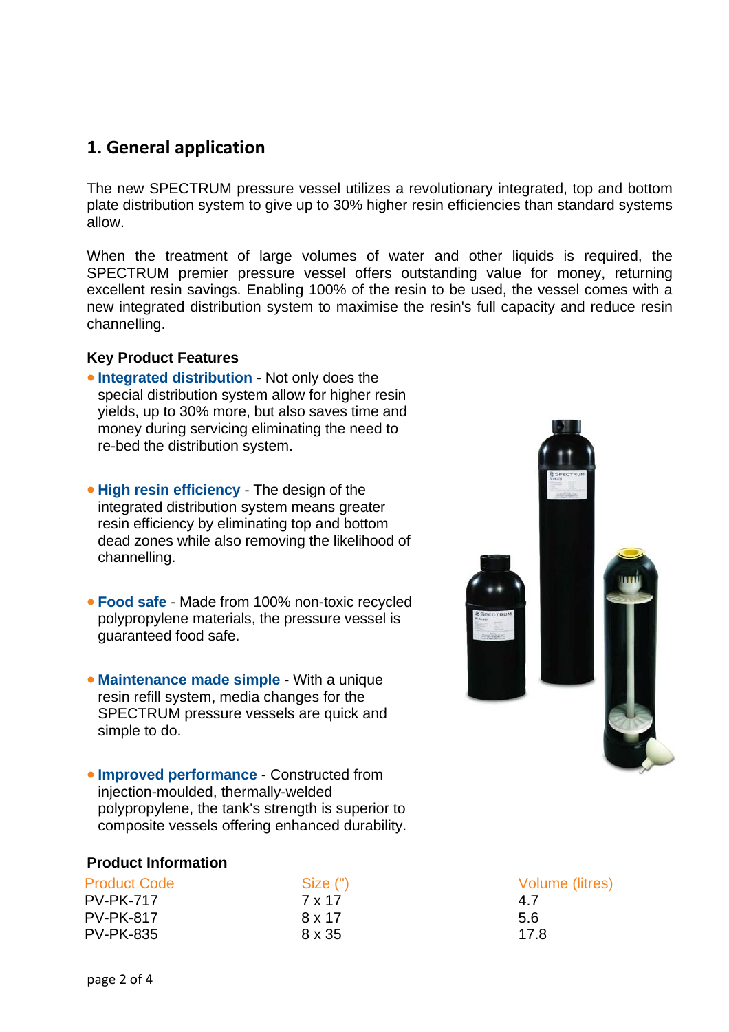## 1. General application

The new SPECTRUM pressure vessel utilizes a revolutionary integrated, top and bottom plate distribution system to give up to 30% higher resin efficiencies than standard systems allow.

When the treatment of large volumes of water and other liquids is required, the SPECTRUM premier pressure vessel offers outstanding value for money, returning excellent resin savings. Enabling 100% of the resin to be used, the vessel comes with a new integrated distribution system to maximise the resin's full capacity and reduce resin channelling.

### Key Product Features

- **Integrated distribution** - Not only does the special distribution system allow for higher resin yields, up to 30% more, but also saves time and money during servicing eliminating the need to re-bed the distribution system.
- **High resin efficiency** - The design of the integrated distribution system means greater resin efficiency by eliminating top and bottom dead zones while also removing the likelihood of channelling.
- **Food safe** - Made from 100% non-toxic recycled polypropylene materials, the pressure vessel is guaranteed food safe.
- **Maintenance made simple** - With a unique resin refill system, media changes for the SPECTRUM pressure vessels are quick and simple to do.
- **Improved performance** - Constructed from injection-moulded, thermally-welded polypropylene, the tank's strength is superior to composite vessels offering enhanced durability.

### Product Information

| Product Code | Size (") | Volume (litres) |
|---|---|---|
| PV-PK-717 | 7 x 17 | 4.7 |
| PV-PK-817 | 8 x 17 | 5.6 |
| PV-PK-835 | 8 x 35 | 17.8 |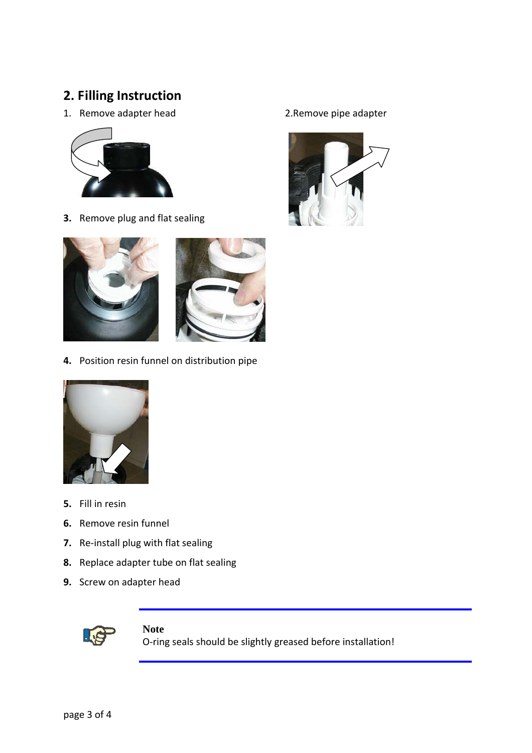## 2. Filling Instruction

1. Remove adapter head

2. Remove pipe adapter

3. Remove plug and flat sealing

4. Position resin funnel on distribution pipe

5. Fill in resin

6. Remove resin funnel

7. Re-install plug with flat sealing

8. Replace adapter tube on flat sealing

9. Screw on adapter head

**Note**
O-ring seals should be slightly greased before installation!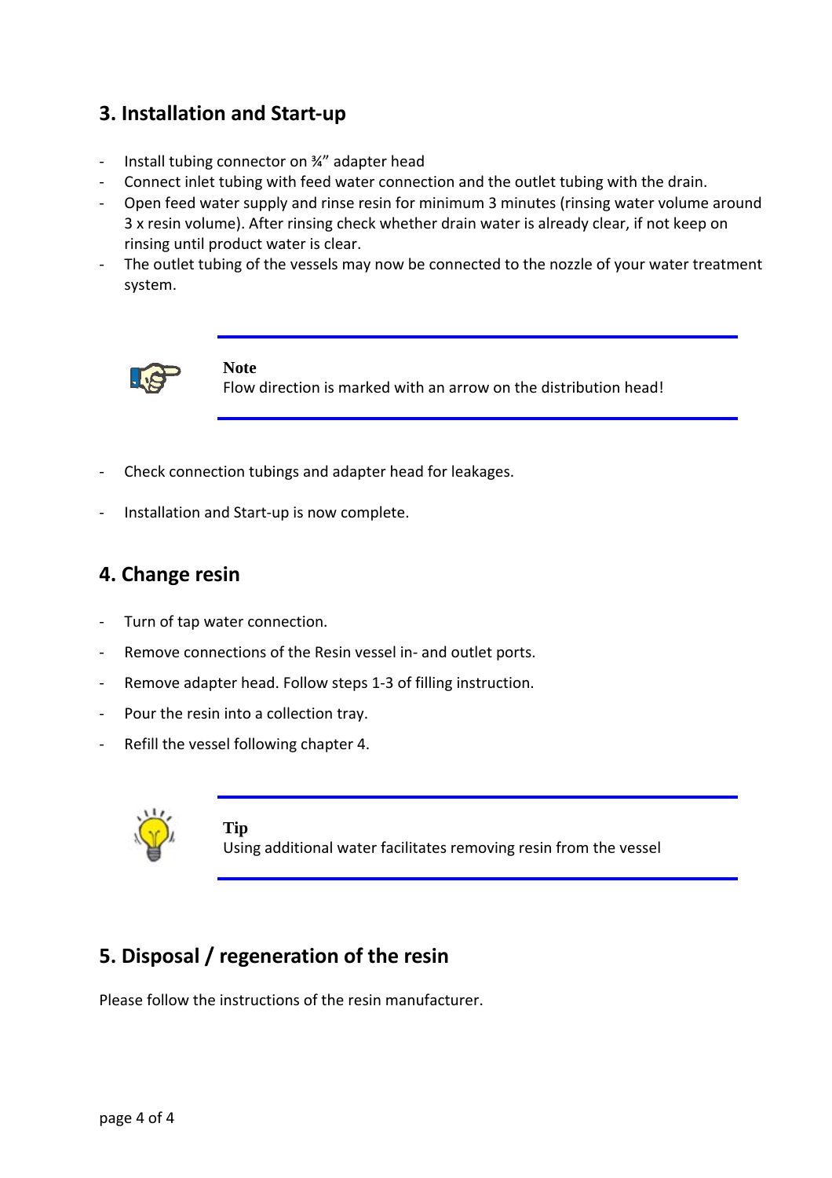## 3. Installation and Start-up

- Install tubing connector on ¾" adapter head
- Connect inlet tubing with feed water connection and the outlet tubing with the drain.
- Open feed water supply and rinse resin for minimum 3 minutes (rinsing water volume around 3 x resin volume). After rinsing check whether drain water is already clear, if not keep on rinsing until product water is clear.
- The outlet tubing of the vessels may now be connected to the nozzle of your water treatment system.

**Note**
Flow direction is marked with an arrow on the distribution head!

- Check connection tubings and adapter head for leakages.
- Installation and Start-up is now complete.

## 4. Change resin

- Turn of tap water connection.
- Remove connections of the Resin vessel in- and outlet ports.
- Remove adapter head. Follow steps 1-3 of filling instruction.
- Pour the resin into a collection tray.
- Refill the vessel following chapter 4.

**Tip**
Using additional water facilitates removing resin from the vessel

## 5. Disposal / regeneration of the resin

Please follow the instructions of the resin manufacturer.